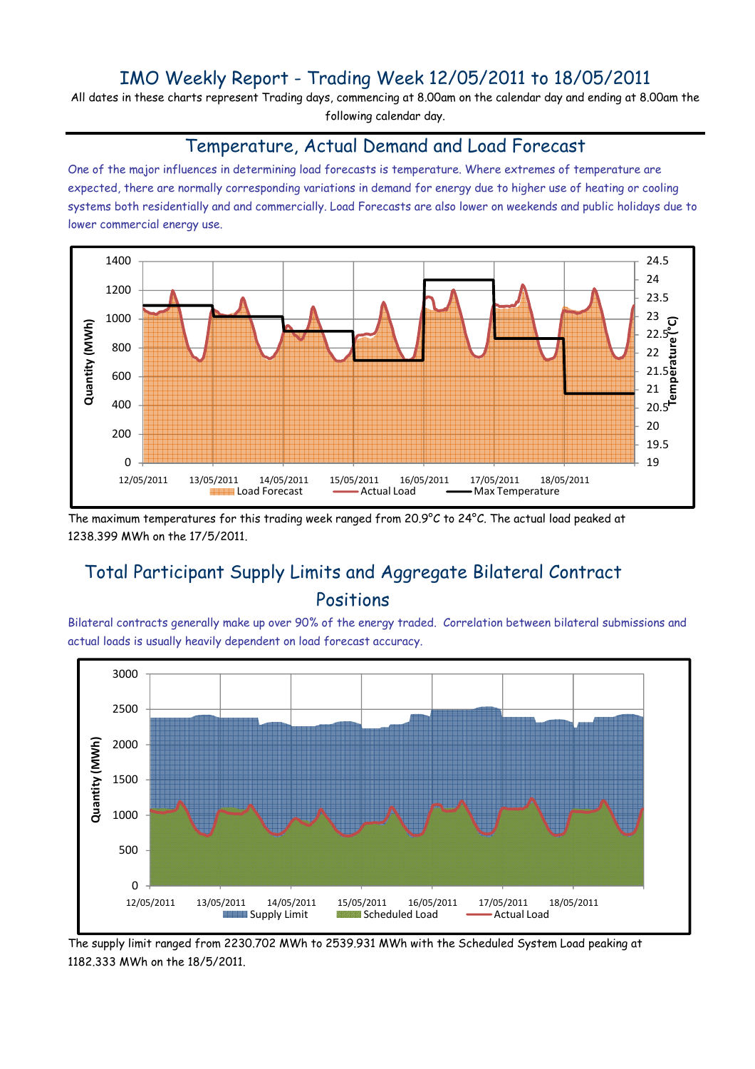# IMO Weekly Report - Trading Week 12/05/2011 to 18/05/2011

All dates in these charts represent Trading days, commencing at 8.00am on the calendar day and ending at 8.00am the following calendar day.

## Temperature, Actual Demand and Load Forecast

One of the major influences in determining load forecasts is temperature. Where extremes of temperature are expected, there are normally corresponding variations in demand for energy due to higher use of heating or cooling systems both residentially and and commercially. Load Forecasts are also lower on weekends and public holidays due to lower commercial energy use.

The maximum temperatures for this trading week ranged from 20.9°C to 24°C. The actual load peaked at 1238.399 MWh on the 17/5/2011.

## Total Participant Supply Limits and Aggregate Bilateral Contract Positions

Bilateral contracts generally make up over 90% of the energy traded. Correlation between bilateral submissions and actual loads is usually heavily dependent on load forecast accuracy.

The supply limit ranged from 2230.702 MWh to 2539.931 MWh with the Scheduled System Load peaking at 1182.333 MWh on the 18/5/2011.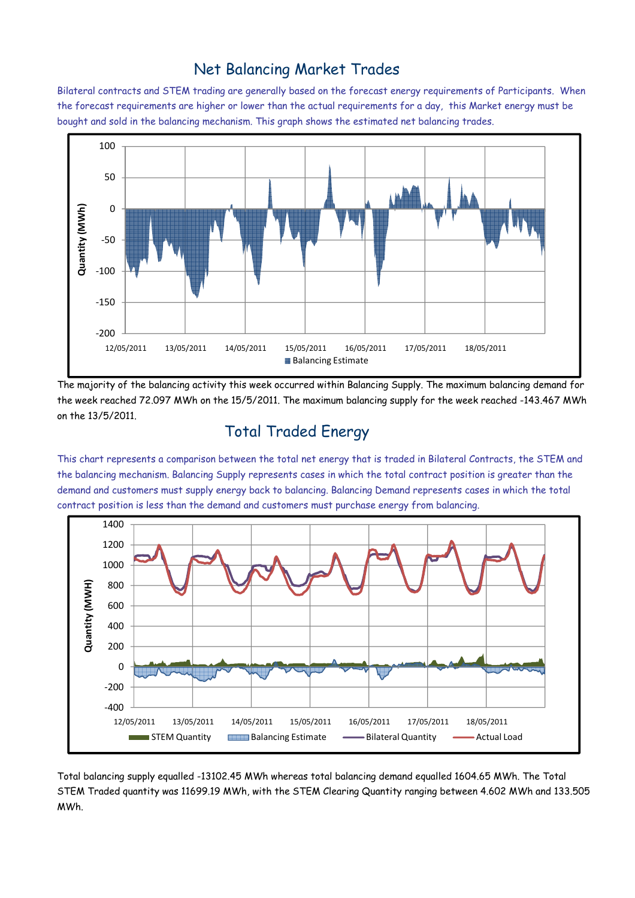## Net Balancing Market Trades

Bilateral contracts and STEM trading are generally based on the forecast energy requirements of Participants. When the forecast requirements are higher or lower than the actual requirements for a day, this Market energy must be bought and sold in the balancing mechanism. This graph shows the estimated net balancing trades.

The majority of the balancing activity this week occurred within Balancing Supply. The maximum balancing demand for the week reached 72.097 MWh on the 15/5/2011. The maximum balancing supply for the week reached -143.467 MWh on the 13/5/2011.

## Total Traded Energy

This chart represents a comparison between the total net energy that is traded in Bilateral Contracts, the STEM and the balancing mechanism. Balancing Supply represents cases in which the total contract position is greater than the demand and customers must supply energy back to balancing. Balancing Demand represents cases in which the total contract position is less than the demand and customers must purchase energy from balancing.

Total balancing supply equalled -13102.45 MWh whereas total balancing demand equalled 1604.65 MWh. The Total STEM Traded quantity was 11699.19 MWh, with the STEM Clearing Quantity ranging between 4.602 MWh and 133.505 MWh.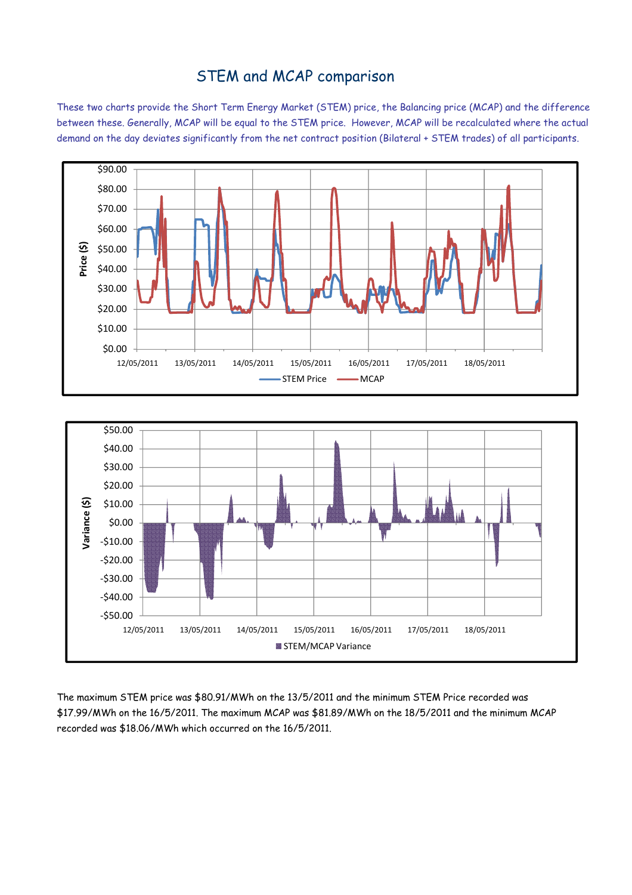# STEM and MCAP comparison

These two charts provide the Short Term Energy Market (STEM) price, the Balancing price (MCAP) and the difference between these. Generally, MCAP will be equal to the STEM price. However, MCAP will be recalculated where the actual demand on the day deviates significantly from the net contract position (Bilateral + STEM trades) of all participants.

Price ($)

$90.00
$80.00
$70.00
$60.00
$50.00
$40.00
$30.00
$20.00
$10.00
$0.00

12/05/2011 13/05/2011 14/05/2011 15/05/2011 16/05/2011 17/05/2011 18/05/2011

STEM Price
MCAP

Variance ($)

$50.00
$40.00
$30.00
$20.00
$10.00
$0.00
-$10.00
-$20.00
-$30.00
-$40.00
-$50.00

12/05/2011 13/05/2011 14/05/2011 15/05/2011 16/05/2011 17/05/2011 18/05/2011

STEM/MCAP Variance

The maximum STEM price was $80.91/MWh on the 13/5/2011 and the minimum STEM Price recorded was $17.99/MWh on the 16/5/2011. The maximum MCAP was $81.89/MWh on the 18/5/2011 and the minimum MCAP recorded was $18.06/MWh which occurred on the 16/5/2011.